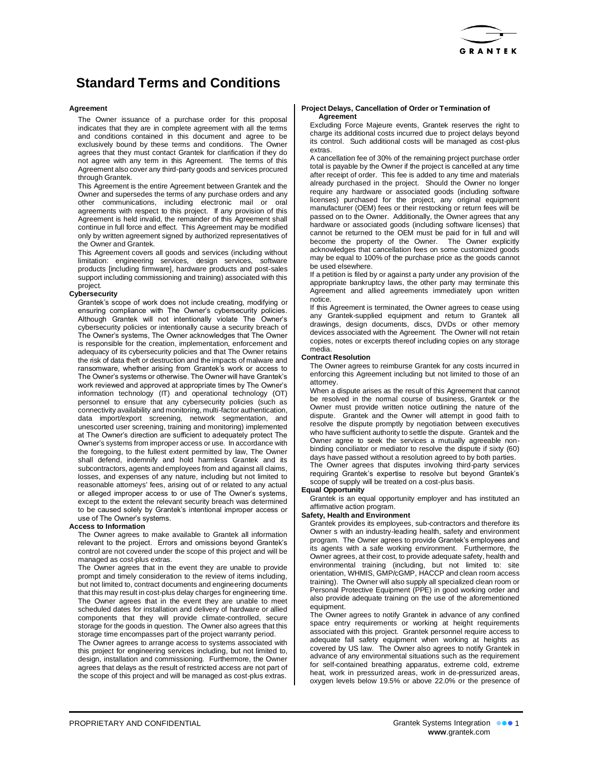# Standard Terms and Conditions

**Agreement**

The Owner issuance of a purchase order for this proposal indicates that they are in complete agreement with all the terms and conditions contained in this document and agree to be exclusively bound by these terms and conditions. The Owner agrees that they must contact Grantek for clarification if they do not agree with any term in this Agreement. The terms of this Agreement also cover any third-party goods and services procured through Grantek.

This Agreement is the entire Agreement between Grantek and the Owner and supersedes the terms of any purchase orders and any other communications, including electronic mail or oral agreements with respect to this project. If any provision of this Agreement is held invalid, the remainder of this Agreement shall continue in full force and effect. This Agreement may be modified only by written agreement signed by authorized representatives of the Owner and Grantek.

This Agreement covers all goods and services (including without limitation: engineering services, design services, software products [including firmware], hardware products and post-sales support including commissioning and training) associated with this project.

**Cybersecurity**

Grantek's scope of work does not include creating, modifying or ensuring compliance with The Owner's cybersecurity policies. Although Grantek will not intentionally violate The Owner's cybersecurity policies or intentionally cause a security breach of The Owner's systems, The Owner acknowledges that The Owner is responsible for the creation, implementation, enforcement and adequacy of its cybersecurity policies and that The Owner retains the risk of data theft or destruction and the impacts of malware and ransomware, whether arising from Grantek's work or access to The Owner's systems or otherwise. The Owner will have Grantek's work reviewed and approved at appropriate times by The Owner's information technology (IT) and operational technology (OT) personnel to ensure that any cybersecurity policies (such as connectivity availability and monitoring, multi-factor authentication, data import/export screening, network segmentation, and unescorted user screening, training and monitoring) implemented at The Owner's direction are sufficient to adequately protect The Owner's systems from improper access or use. In accordance with the foregoing, to the fullest extent permitted by law, The Owner shall defend, indemnify and hold harmless Grantek and its subcontractors, agents and employees from and against all claims, losses, and expenses of any nature, including but not limited to reasonable attorneys' fees, arising out of or related to any actual or alleged improper access to or use of The Owner's systems, except to the extent the relevant security breach was determined to be caused solely by Grantek's intentional improper access or use of The Owner's systems.

**Access to Information**

The Owner agrees to make available to Grantek all information relevant to the project. Errors and omissions beyond Grantek's control are not covered under the scope of this project and will be managed as cost-plus extras.

The Owner agrees that in the event they are unable to provide prompt and timely consideration to the review of items including, but not limited to, contract documents and engineering documents that this may result in cost-plus delay charges for engineering time. The Owner agrees that in the event they are unable to meet scheduled dates for installation and delivery of hardware or allied components that they will provide climate-controlled, secure storage for the goods in question. The Owner also agrees that this storage time encompasses part of the project warranty period.

The Owner agrees to arrange access to systems associated with this project for engineering services including, but not limited to, design, installation and commissioning. Furthermore, the Owner agrees that delays as the result of restricted access are not part of the scope of this project and will be managed as cost-plus extras.

**Project Delays, Cancellation of Order or Termination of Agreement**

Excluding Force Majeure events, Grantek reserves the right to charge its additional costs incurred due to project delays beyond its control. Such additional costs will be managed as cost-plus extras.

A cancellation fee of 30% of the remaining project purchase order total is payable by the Owner if the project is cancelled at any time after receipt of order. This fee is added to any time and materials already purchased in the project. Should the Owner no longer require any hardware or associated goods (including software licenses) purchased for the project, any original equipment manufacturer (OEM) fees or their restocking or return fees will be passed on to the Owner. Additionally, the Owner agrees that any hardware or associated goods (including software licenses) that cannot be returned to the OEM must be paid for in full and will become the property of the Owner. The Owner explicitly acknowledges that cancellation fees on some customized goods may be equal to 100% of the purchase price as the goods cannot be used elsewhere.

If a petition is filed by or against a party under any provision of the appropriate bankruptcy laws, the other party may terminate this Agreement and allied agreements immediately upon written notice.

If this Agreement is terminated, the Owner agrees to cease using any Grantek-supplied equipment and return to Grantek all drawings, design documents, discs, DVDs or other memory devices associated with the Agreement. The Owner will not retain copies, notes or excerpts thereof including copies on any storage media.

**Contract Resolution**

The Owner agrees to reimburse Grantek for any costs incurred in enforcing this Agreement including but not limited to those of an attorney.

When a dispute arises as the result of this Agreement that cannot be resolved in the normal course of business, Grantek or the Owner must provide written notice outlining the nature of the dispute. Grantek and the Owner will attempt in good faith to resolve the dispute promptly by negotiation between executives who have sufficient authority to settle the dispute. Grantek and the Owner agree to seek the services a mutually agreeable non-binding conciliator or mediator to resolve the dispute if sixty (60) days have passed without a resolution agreed to by both parties.

The Owner agrees that disputes involving third-party services requiring Grantek's expertise to resolve but beyond Grantek's scope of supply will be treated on a cost-plus basis.

**Equal Opportunity**

Grantek is an equal opportunity employer and has instituted an affirmative action program.

**Safety, Health and Environment**

Grantek provides its employees, sub-contractors and therefore its Owner s with an industry-leading health, safety and environment program. The Owner agrees to provide Grantek's employees and its agents with a safe working environment. Furthermore, the Owner agrees, at their cost, to provide adequate safety, health and environmental training (including, but not limited to: site orientation, WHMIS, GMP/cGMP, HACCP and clean room access training). The Owner will also supply all specialized clean room or Personal Protective Equipment (PPE) in good working order and also provide adequate training on the use of the aforementioned equipment.

The Owner agrees to notify Grantek in advance of any confined space entry requirements or working at height requirements associated with this project. Grantek personnel require access to adequate fall safety equipment when working at heights as covered by US law. The Owner also agrees to notify Grantek in advance of any environmental situations such as the requirement for self-contained breathing apparatus, extreme cold, extreme heat, work in pressurized areas, work in de-pressurized areas, oxygen levels below 19.5% or above 22.0% or the presence of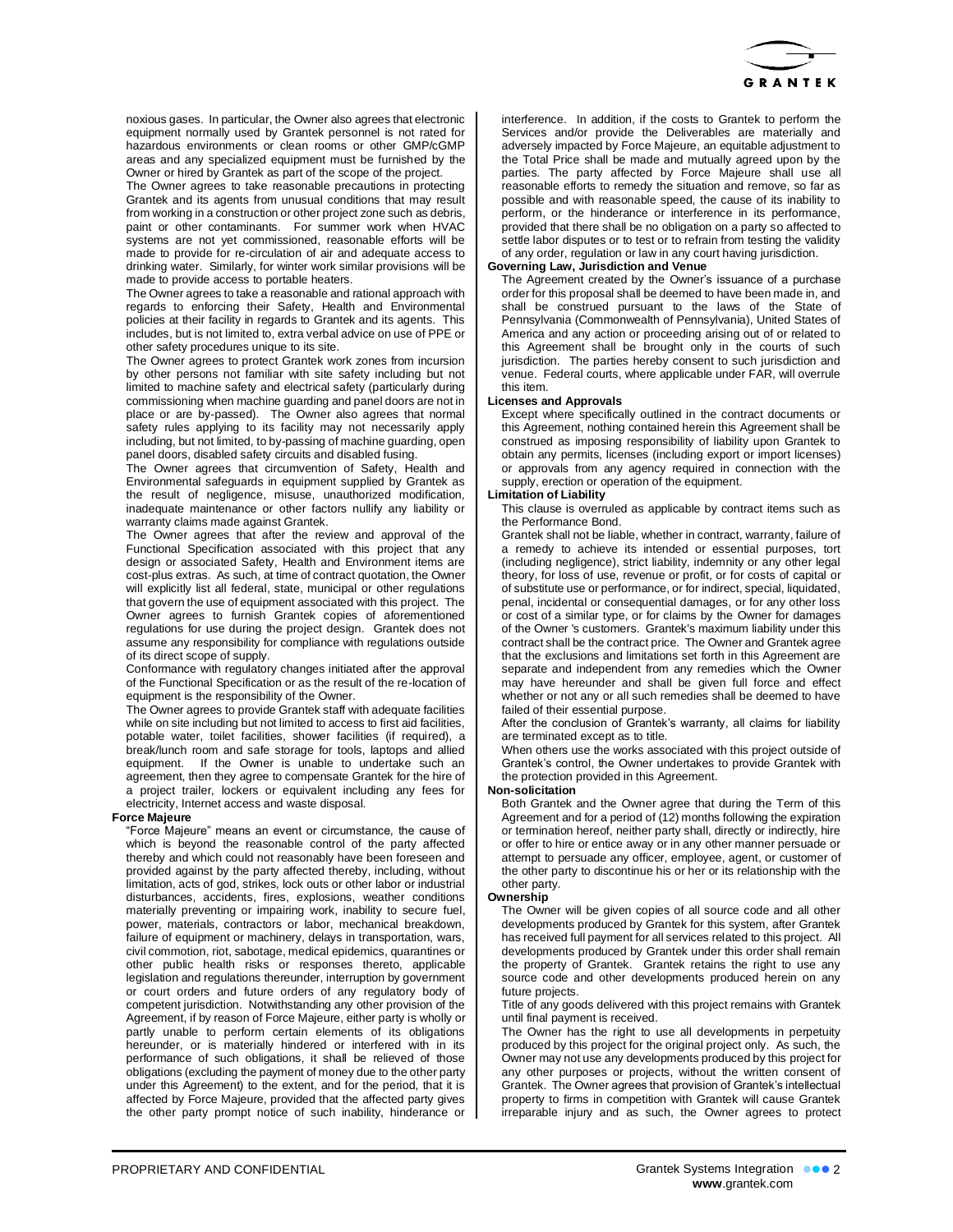noxious gases. In particular, the Owner also agrees that electronic equipment normally used by Grantek personnel is not rated for hazardous environments or clean rooms or other GMP/cGMP areas and any specialized equipment must be furnished by the Owner or hired by Grantek as part of the scope of the project.

The Owner agrees to take reasonable precautions in protecting Grantek and its agents from unusual conditions that may result from working in a construction or other project zone such as debris, paint or other contaminants. For summer work when HVAC systems are not yet commissioned, reasonable efforts will be made to provide for re-circulation of air and adequate access to drinking water. Similarly, for winter work similar provisions will be made to provide access to portable heaters.

The Owner agrees to take a reasonable and rational approach with regards to enforcing their Safety, Health and Environmental policies at their facility in regards to Grantek and its agents. This includes, but is not limited to, extra verbal advice on use of PPE or other safety procedures unique to its site.

The Owner agrees to protect Grantek work zones from incursion by other persons not familiar with site safety including but not limited to machine safety and electrical safety (particularly during commissioning when machine guarding and panel doors are not in place or are by-passed). The Owner also agrees that normal safety rules applying to its facility may not necessarily apply including, but not limited, to by-passing of machine guarding, open panel doors, disabled safety circuits and disabled fusing.

The Owner agrees that circumvention of Safety, Health and Environmental safeguards in equipment supplied by Grantek as the result of negligence, misuse, unauthorized modification, inadequate maintenance or other factors nullify any liability or warranty claims made against Grantek.

The Owner agrees that after the review and approval of the Functional Specification associated with this project that any design or associated Safety, Health and Environment items are cost-plus extras. As such, at time of contract quotation, the Owner will explicitly list all federal, state, municipal or other regulations that govern the use of equipment associated with this project. The Owner agrees to furnish Grantek copies of aforementioned regulations for use during the project design. Grantek does not assume any responsibility for compliance with regulations outside of its direct scope of supply.

Conformance with regulatory changes initiated after the approval of the Functional Specification or as the result of the re-location of equipment is the responsibility of the Owner.

The Owner agrees to provide Grantek staff with adequate facilities while on site including but not limited to access to first aid facilities, potable water, toilet facilities, shower facilities (if required), a break/lunch room and safe storage for tools, laptops and allied equipment. If the Owner is unable to undertake such an agreement, then they agree to compensate Grantek for the hire of a project trailer, lockers or equivalent including any fees for electricity, Internet access and waste disposal.

**Force Majeure**

"Force Majeure" means an event or circumstance, the cause of which is beyond the reasonable control of the party affected thereby and which could not reasonably have been foreseen and provided against by the party affected thereby, including, without limitation, acts of god, strikes, lock outs or other labor or industrial disturbances, accidents, fires, explosions, weather conditions materially preventing or impairing work, inability to secure fuel, power, materials, contractors or labor, mechanical breakdown, failure of equipment or machinery, delays in transportation, wars, civil commotion, riot, sabotage, medical epidemics, quarantines or other public health risks or responses thereto, applicable legislation and regulations thereunder, interruption by government or court orders and future orders of any regulatory body of competent jurisdiction. Notwithstanding any other provision of the Agreement, if by reason of Force Majeure, either party is wholly or partly unable to perform certain elements of its obligations hereunder, or is materially hindered or interfered with in its performance of such obligations, it shall be relieved of those obligations (excluding the payment of money due to the other party under this Agreement) to the extent, and for the period, that it is affected by Force Majeure, provided that the affected party gives the other party prompt notice of such inability, hinderance or interference. In addition, if the costs to Grantek to perform the Services and/or provide the Deliverables are materially and adversely impacted by Force Majeure, an equitable adjustment to the Total Price shall be made and mutually agreed upon by the parties. The party affected by Force Majeure shall use all reasonable efforts to remedy the situation and remove, so far as possible and with reasonable speed, the cause of its inability to perform, or the hinderance or interference in its performance, provided that there shall be no obligation on a party so affected to settle labor disputes or to test or to refrain from testing the validity of any order, regulation or law in any court having jurisdiction.

**Governing Law, Jurisdiction and Venue**

The Agreement created by the Owner's issuance of a purchase order for this proposal shall be deemed to have been made in, and shall be construed pursuant to the laws of the State of Pennsylvania (Commonwealth of Pennsylvania), United States of America and any action or proceeding arising out of or related to this Agreement shall be brought only in the courts of such jurisdiction. The parties hereby consent to such jurisdiction and venue. Federal courts, where applicable under FAR, will overrule this item.

**Licenses and Approvals**

Except where specifically outlined in the contract documents or this Agreement, nothing contained herein this Agreement shall be construed as imposing responsibility of liability upon Grantek to obtain any permits, licenses (including export or import licenses) or approvals from any agency required in connection with the supply, erection or operation of the equipment.

**Limitation of Liability**

This clause is overruled as applicable by contract items such as the Performance Bond.

Grantek shall not be liable, whether in contract, warranty, failure of a remedy to achieve its intended or essential purposes, tort (including negligence), strict liability, indemnity or any other legal theory, for loss of use, revenue or profit, or for costs of capital or of substitute use or performance, or for indirect, special, liquidated, penal, incidental or consequential damages, or for any other loss or cost of a similar type, or for claims by the Owner for damages of the Owner 's customers. Grantek's maximum liability under this contract shall be the contract price. The Owner and Grantek agree that the exclusions and limitations set forth in this Agreement are separate and independent from any remedies which the Owner may have hereunder and shall be given full force and effect whether or not any or all such remedies shall be deemed to have failed of their essential purpose.

After the conclusion of Grantek's warranty, all claims for liability are terminated except as to title.

When others use the works associated with this project outside of Grantek's control, the Owner undertakes to provide Grantek with the protection provided in this Agreement.

**Non-solicitation**

Both Grantek and the Owner agree that during the Term of this Agreement and for a period of (12) months following the expiration or termination hereof, neither party shall, directly or indirectly, hire or offer to hire or entice away or in any other manner persuade or attempt to persuade any officer, employee, agent, or customer of the other party to discontinue his or her or its relationship with the other party.

**Ownership**

The Owner will be given copies of all source code and all other developments produced by Grantek for this system, after Grantek has received full payment for all services related to this project. All developments produced by Grantek under this order shall remain the property of Grantek. Grantek retains the right to use any source code and other developments produced herein on any future projects.

Title of any goods delivered with this project remains with Grantek until final payment is received.

The Owner has the right to use all developments in perpetuity produced by this project for the original project only. As such, the Owner may not use any developments produced by this project for any other purposes or projects, without the written consent of Grantek. The Owner agrees that provision of Grantek's intellectual property to firms in competition with Grantek will cause Grantek irreparable injury and as such, the Owner agrees to protect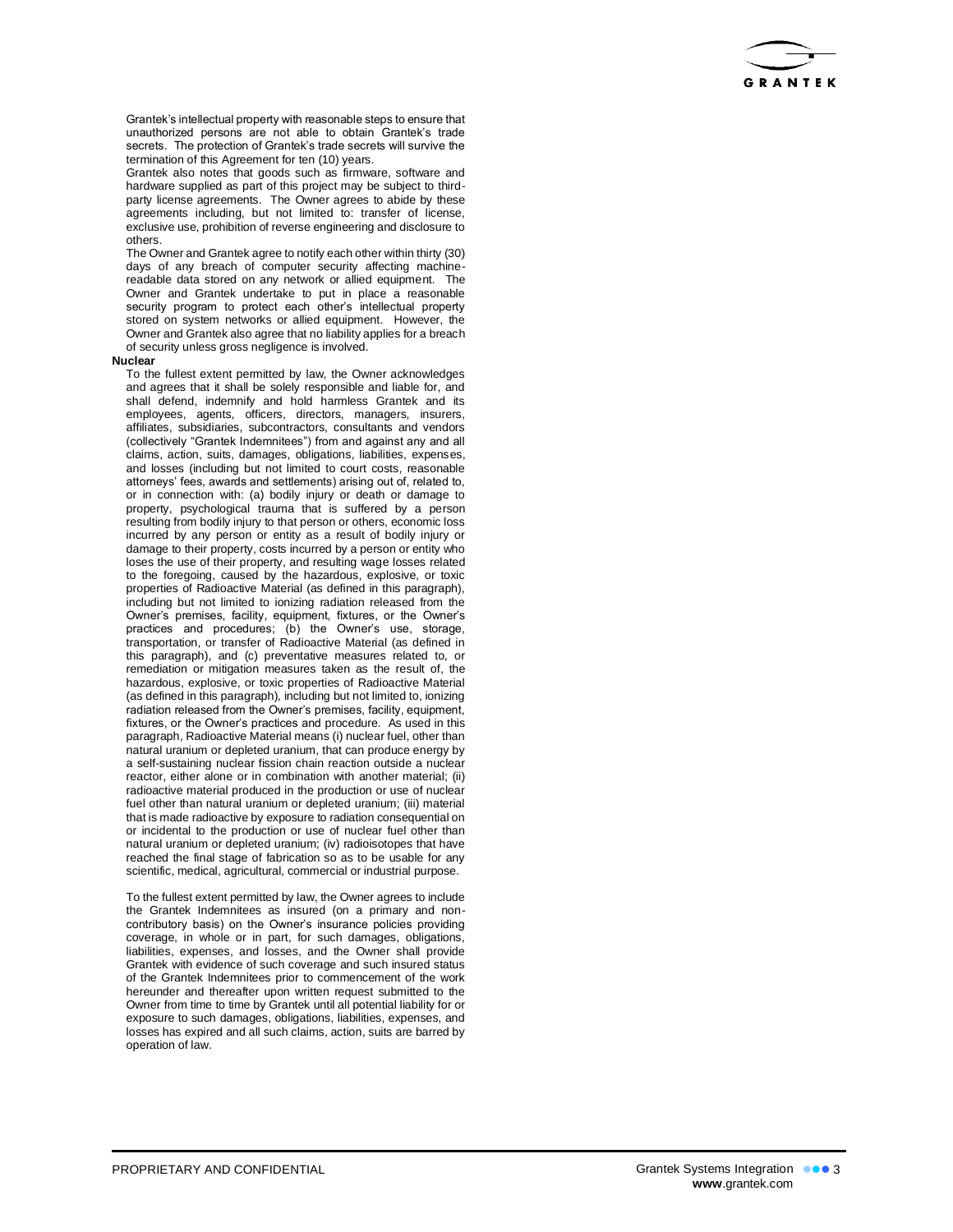Grantek's intellectual property with reasonable steps to ensure that unauthorized persons are not able to obtain Grantek's trade secrets. The protection of Grantek's trade secrets will survive the termination of this Agreement for ten (10) years.

Grantek also notes that goods such as firmware, software and hardware supplied as part of this project may be subject to third-party license agreements. The Owner agrees to abide by these agreements including, but not limited to: transfer of license, exclusive use, prohibition of reverse engineering and disclosure to others.

The Owner and Grantek agree to notify each other within thirty (30) days of any breach of computer security affecting machine-readable data stored on any network or allied equipment. The Owner and Grantek undertake to put in place a reasonable security program to protect each other's intellectual property stored on system networks or allied equipment. However, the Owner and Grantek also agree that no liability applies for a breach of security unless gross negligence is involved.

**Nuclear**

To the fullest extent permitted by law, the Owner acknowledges and agrees that it shall be solely responsible and liable for, and shall defend, indemnify and hold harmless Grantek and its employees, agents, officers, directors, managers, insurers, affiliates, subsidiaries, subcontractors, consultants and vendors (collectively "Grantek Indemnitees") from and against any and all claims, action, suits, damages, obligations, liabilities, expenses, and losses (including but not limited to court costs, reasonable attorneys' fees, awards and settlements) arising out of, related to, or in connection with: (a) bodily injury or death or damage to property, psychological trauma that is suffered by a person resulting from bodily injury to that person or others, economic loss incurred by any person or entity as a result of bodily injury or damage to their property, costs incurred by a person or entity who loses the use of their property, and resulting wage losses related to the foregoing, caused by the hazardous, explosive, or toxic properties of Radioactive Material (as defined in this paragraph), including but not limited to ionizing radiation released from the Owner's premises, facility, equipment, fixtures, or the Owner's practices and procedures; (b) the Owner's use, storage, transportation, or transfer of Radioactive Material (as defined in this paragraph), and (c) preventative measures related to, or remediation or mitigation measures taken as the result of, the hazardous, explosive, or toxic properties of Radioactive Material (as defined in this paragraph), including but not limited to, ionizing radiation released from the Owner's premises, facility, equipment, fixtures, or the Owner's practices and procedure. As used in this paragraph, Radioactive Material means (i) nuclear fuel, other than natural uranium or depleted uranium, that can produce energy by a self-sustaining nuclear fission chain reaction outside a nuclear reactor, either alone or in combination with another material; (ii) radioactive material produced in the production or use of nuclear fuel other than natural uranium or depleted uranium; (iii) material that is made radioactive by exposure to radiation consequential on or incidental to the production or use of nuclear fuel other than natural uranium or depleted uranium; (iv) radioisotopes that have reached the final stage of fabrication so as to be usable for any scientific, medical, agricultural, commercial or industrial purpose.

To the fullest extent permitted by law, the Owner agrees to include the Grantek Indemnitees as insured (on a primary and non-contributory basis) on the Owner's insurance policies providing coverage, in whole or in part, for such damages, obligations, liabilities, expenses, and losses, and the Owner shall provide Grantek with evidence of such coverage and such insured status of the Grantek Indemnitees prior to commencement of the work hereunder and thereafter upon written request submitted to the Owner from time to time by Grantek until all potential liability for or exposure to such damages, obligations, liabilities, expenses, and losses has expired and all such claims, action, suits are barred by operation of law.